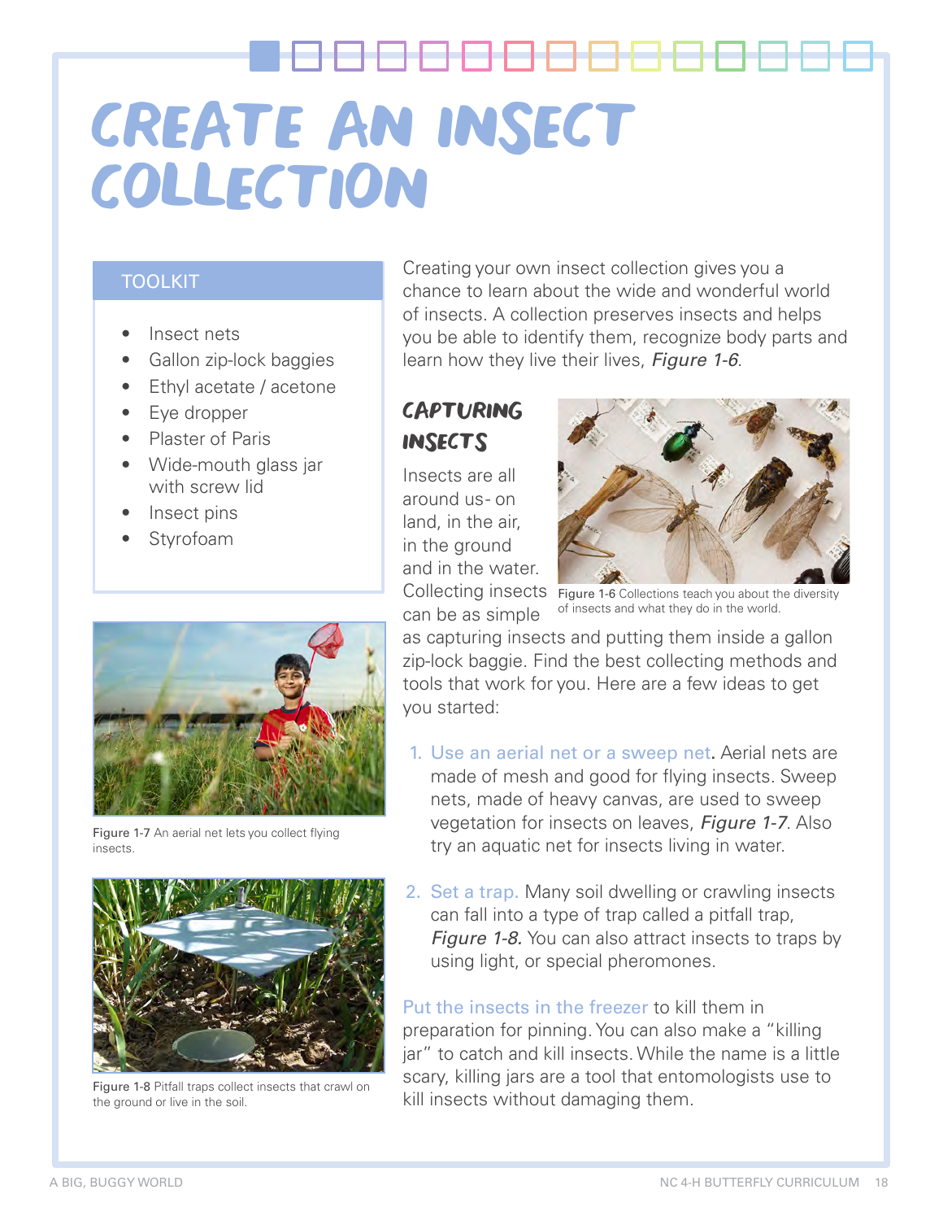# CREATE AN INSECT COLLECTION

Creating your own insect collection gives you a chance to learn about the wide and wonderful world of insects. A collection preserves insects and helps you be able to identify them, recognize body parts and learn how they live their lives, *Figure 1-6*.

**TOOLKIT**

- Insect nets
- Gallon zip-lock baggies
- Ethyl acetate / acetone
- Eye dropper
- Plaster of Paris
- Wide-mouth glass jar with screw lid
- Insect pins
- Styrofoam

## CAPTURING INSECTS

Insects are all around us- on land, in the air, in the ground and in the water. Collecting insects can be as simple as capturing insects and putting them inside a gallon zip-lock baggie. Find the best collecting methods and tools that work for you. Here are a few ideas to get you started:

Figure 1-6 Collections teach you about the diversity of insects and what they do in the world.

1. Use an aerial net or a sweep net. Aerial nets are made of mesh and good for flying insects. Sweep nets, made of heavy canvas, are used to sweep vegetation for insects on leaves, *Figure 1-7*. Also try an aquatic net for insects living in water.
2. Set a trap. Many soil dwelling or crawling insects can fall into a type of trap called a pitfall trap, *Figure 1-8.* You can also attract insects to traps by using light, or special pheromones.

Figure 1-7 An aerial net lets you collect flying insects.

Figure 1-8 Pitfall traps collect insects that crawl on the ground or live in the soil.

Put the insects in the freezer to kill them in preparation for pinning. You can also make a "killing jar" to catch and kill insects. While the name is a little scary, killing jars are a tool that entomologists use to kill insects without damaging them.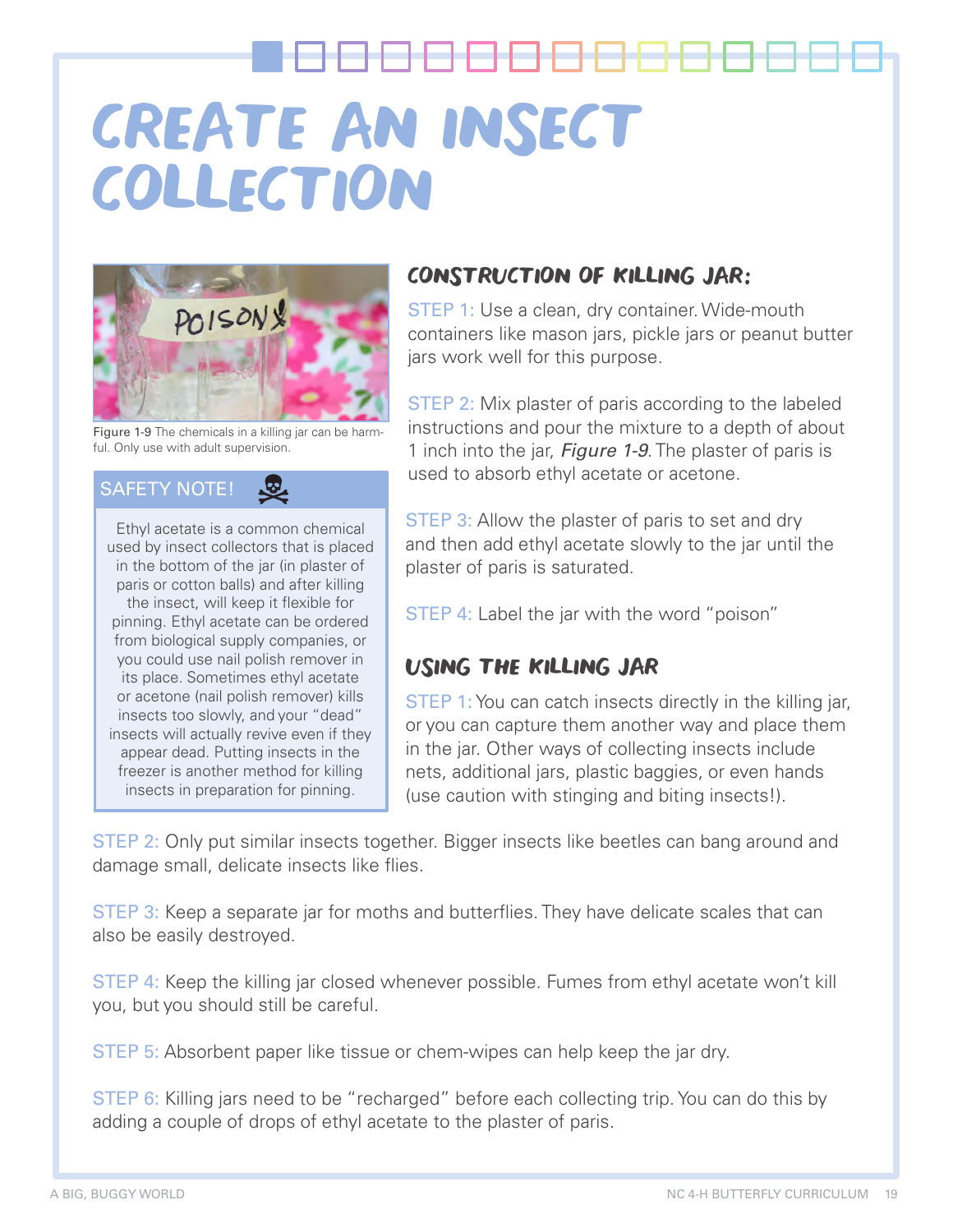# CREATE AN INSECT COLLECTION

Figure 1-9 The chemicals in a killing jar can be harmful. Only use with adult supervision.

**SAFETY NOTE!**

Ethyl acetate is a common chemical used by insect collectors that is placed in the bottom of the jar (in plaster of paris or cotton balls) and after killing the insect, will keep it flexible for pinning. Ethyl acetate can be ordered from biological supply companies, or you could use nail polish remover in its place. Sometimes ethyl acetate or acetone (nail polish remover) kills insects too slowly, and your "dead" insects will actually revive even if they appear dead. Putting insects in the freezer is another method for killing insects in preparation for pinning.

## CONSTRUCTION OF KILLING JAR:

STEP 1: Use a clean, dry container. Wide-mouth containers like mason jars, pickle jars or peanut butter jars work well for this purpose.

STEP 2: Mix plaster of paris according to the labeled instructions and pour the mixture to a depth of about 1 inch into the jar, *Figure 1-9*. The plaster of paris is used to absorb ethyl acetate or acetone.

STEP 3: Allow the plaster of paris to set and dry and then add ethyl acetate slowly to the jar until the plaster of paris is saturated.

STEP 4: Label the jar with the word "poison"

## USING THE KILLING JAR

STEP 1: You can catch insects directly in the killing jar, or you can capture them another way and place them in the jar. Other ways of collecting insects include nets, additional jars, plastic baggies, or even hands (use caution with stinging and biting insects!).

STEP 2: Only put similar insects together. Bigger insects like beetles can bang around and damage small, delicate insects like flies.

STEP 3: Keep a separate jar for moths and butterflies. They have delicate scales that can also be easily destroyed.

STEP 4: Keep the killing jar closed whenever possible. Fumes from ethyl acetate won't kill you, but you should still be careful.

STEP 5: Absorbent paper like tissue or chem-wipes can help keep the jar dry.

STEP 6: Killing jars need to be "recharged" before each collecting trip. You can do this by adding a couple of drops of ethyl acetate to the plaster of paris.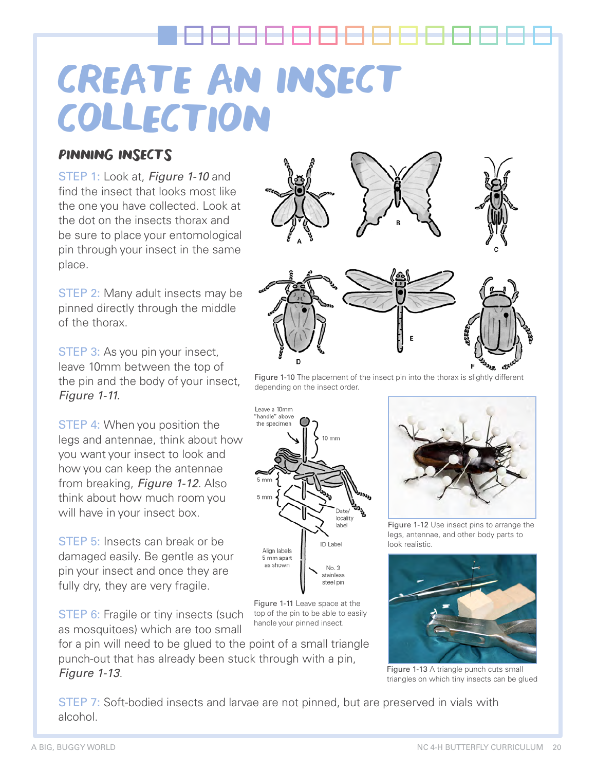# CREATE AN INSECT COLLECTION

## PINNING INSECTS

STEP 1: Look at, *Figure 1-10* and find the insect that looks most like the one you have collected. Look at the dot on the insects thorax and be sure to place your entomological pin through your insect in the same place.

STEP 2: Many adult insects may be pinned directly through the middle of the thorax.

STEP 3: As you pin your insect, leave 10mm between the top of the pin and the body of your insect, *Figure 1-11.*

STEP 4: When you position the legs and antennae, think about how you want your insect to look and how you can keep the antennae from breaking, *Figure 1-12*. Also think about how much room you will have in your insect box.

STEP 5: Insects can break or be damaged easily. Be gentle as your pin your insect and once they are fully dry, they are very fragile.

STEP 6: Fragile or tiny insects (such as mosquitoes) which are too small for a pin will need to be glued to the point of a small triangle punch-out that has already been stuck through with a pin, *Figure 1-13*.

STEP 7: Soft-bodied insects and larvae are not pinned, but are preserved in vials with alcohol.

Figure 1-10 The placement of the insect pin into the thorax is slightly different depending on the insect order.

Figure 1-11 Leave space at the top of the pin to be able to easily handle your pinned insect.

Figure 1-12 Use insect pins to arrange the legs, antennae, and other body parts to look realistic.

Figure 1-13 A triangle punch cuts small triangles on which tiny insects can be glued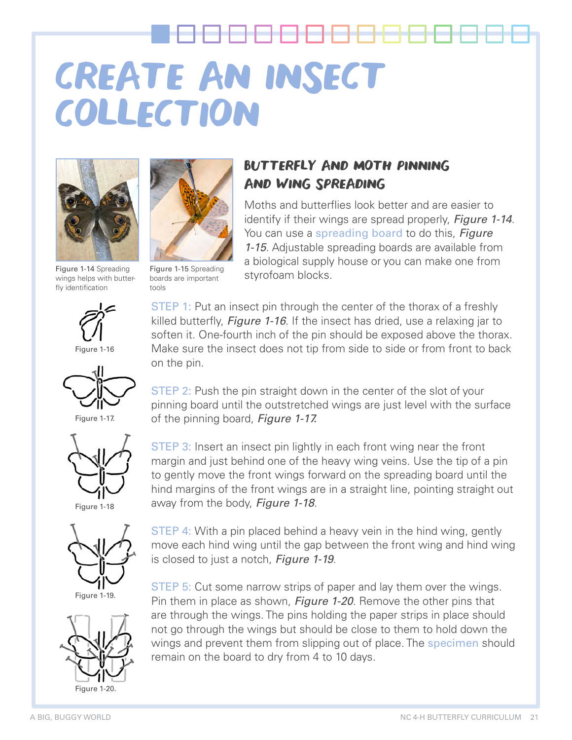# CREATE AN INSECT COLLECTION

Figure 1-14 Spreading wings helps with butterfly identification

Figure 1-15 Spreading boards are important tools

## BUTTERFLY AND MOTH PINNING AND WING SPREADING

Moths and butterflies look better and are easier to identify if their wings are spread properly, *Figure 1-14*. You can use a spreading board to do this, *Figure 1-15*. Adjustable spreading boards are available from a biological supply house or you can make one from styrofoam blocks.

Figure 1-16

STEP 1: Put an insect pin through the center of the thorax of a freshly killed butterfly, *Figure 1-16*. If the insect has dried, use a relaxing jar to soften it. One-fourth inch of the pin should be exposed above the thorax. Make sure the insect does not tip from side to side or from front to back on the pin.

Figure 1-17.

STEP 2: Push the pin straight down in the center of the slot of your pinning board until the outstretched wings are just level with the surface of the pinning board, *Figure 1-17.*

Figure 1-18

STEP 3: Insert an insect pin lightly in each front wing near the front margin and just behind one of the heavy wing veins. Use the tip of a pin to gently move the front wings forward on the spreading board until the hind margins of the front wings are in a straight line, pointing straight out away from the body, *Figure 1-18*.

Figure 1-19.

STEP 4: With a pin placed behind a heavy vein in the hind wing, gently move each hind wing until the gap between the front wing and hind wing is closed to just a notch, *Figure 1-19*.

Figure 1-20.

STEP 5: Cut some narrow strips of paper and lay them over the wings. Pin them in place as shown, *Figure 1-20*. Remove the other pins that are through the wings. The pins holding the paper strips in place should not go through the wings but should be close to them to hold down the wings and prevent them from slipping out of place. The specimen should remain on the board to dry from 4 to 10 days.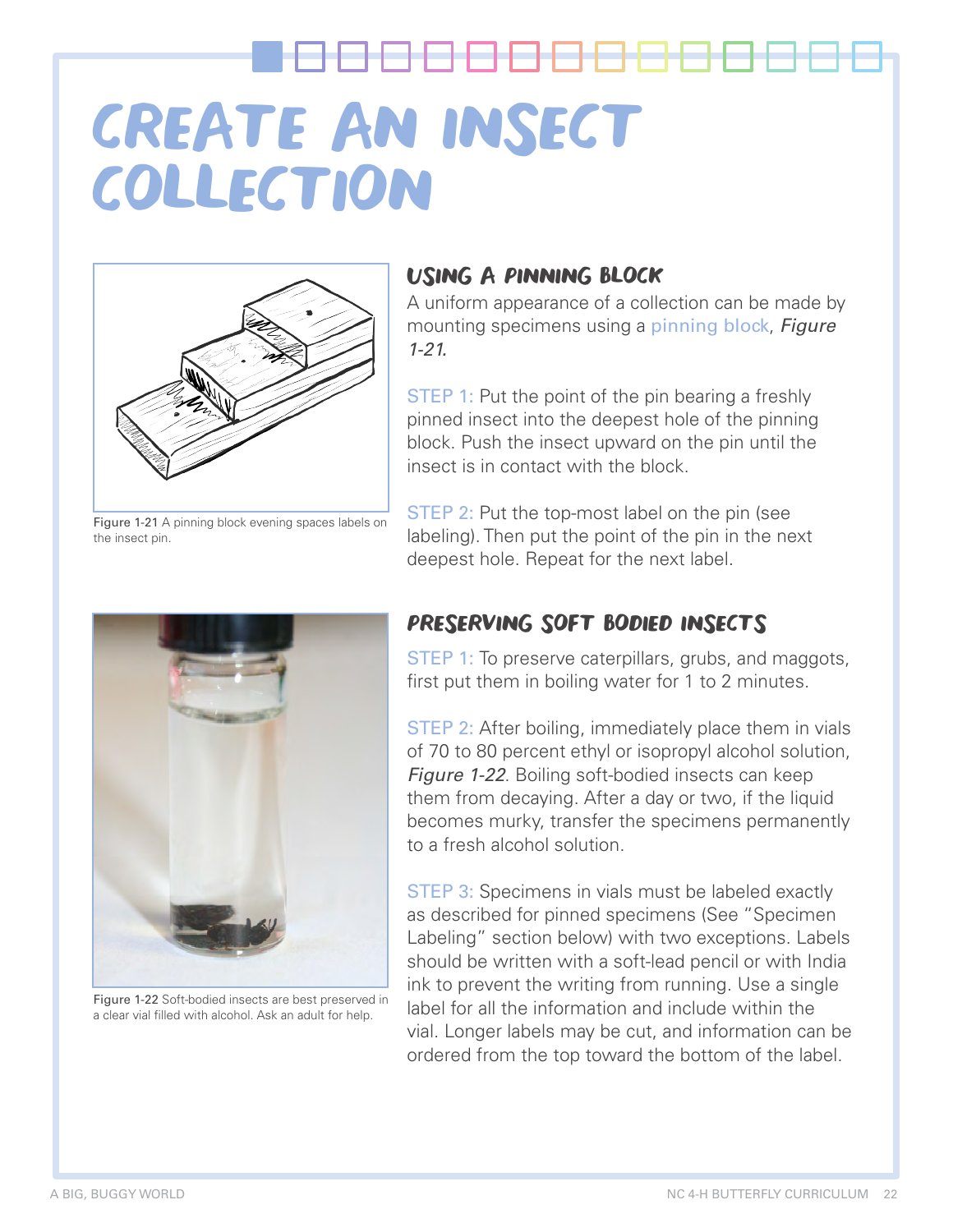# CREATE AN INSECT COLLECTION

Figure 1-21 A pinning block evening spaces labels on the insect pin.

## USING A PINNING BLOCK

A uniform appearance of a collection can be made by mounting specimens using a pinning block, *Figure 1-21.*

STEP 1: Put the point of the pin bearing a freshly pinned insect into the deepest hole of the pinning block. Push the insect upward on the pin until the insect is in contact with the block.

STEP 2: Put the top-most label on the pin (see labeling). Then put the point of the pin in the next deepest hole. Repeat for the next label.

Figure 1-22 Soft-bodied insects are best preserved in a clear vial filled with alcohol. Ask an adult for help.

## PRESERVING SOFT BODIED INSECTS

STEP 1: To preserve caterpillars, grubs, and maggots, first put them in boiling water for 1 to 2 minutes.

STEP 2: After boiling, immediately place them in vials of 70 to 80 percent ethyl or isopropyl alcohol solution, *Figure 1-22*. Boiling soft-bodied insects can keep them from decaying. After a day or two, if the liquid becomes murky, transfer the specimens permanently to a fresh alcohol solution.

STEP 3: Specimens in vials must be labeled exactly as described for pinned specimens (See "Specimen Labeling" section below) with two exceptions. Labels should be written with a soft-lead pencil or with India ink to prevent the writing from running. Use a single label for all the information and include within the vial. Longer labels may be cut, and information can be ordered from the top toward the bottom of the label.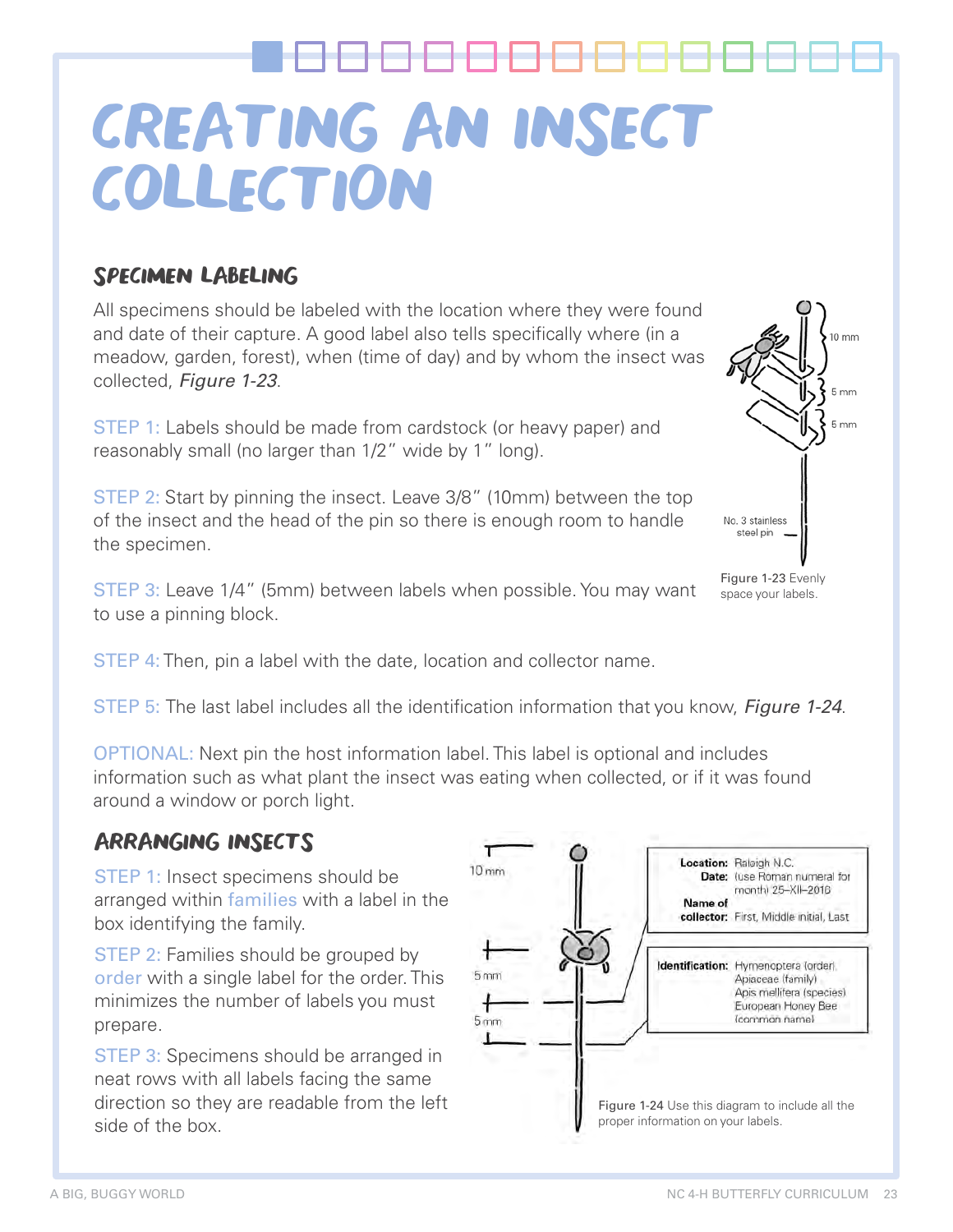# CREATING AN INSECT COLLECTION

## SPECIMEN LABELING

All specimens should be labeled with the location where they were found and date of their capture. A good label also tells specifically where (in a meadow, garden, forest), when (time of day) and by whom the insect was collected, *Figure 1-23*.

STEP 1: Labels should be made from cardstock (or heavy paper) and reasonably small (no larger than 1/2" wide by 1" long).

STEP 2: Start by pinning the insect. Leave 3/8" (10mm) between the top of the insect and the head of the pin so there is enough room to handle the specimen.

STEP 3: Leave 1/4" (5mm) between labels when possible. You may want to use a pinning block.

Figure 1-23 Evenly space your labels.

STEP 4: Then, pin a label with the date, location and collector name.

STEP 5: The last label includes all the identification information that you know, *Figure 1-24*.

OPTIONAL: Next pin the host information label. This label is optional and includes information such as what plant the insect was eating when collected, or if it was found around a window or porch light.

## ARRANGING INSECTS

STEP 1: Insect specimens should be arranged within families with a label in the box identifying the family.

STEP 2: Families should be grouped by order with a single label for the order. This minimizes the number of labels you must prepare.

STEP 3: Specimens should be arranged in neat rows with all labels facing the same direction so they are readable from the left side of the box.

**Location:** Raleigh N.C.
**Date:** (use Roman numeral for month) 25–XII–2018
**Name of collector:** First, Middle initial, Last

**Identification:** Hymenoptera (order), Apiaceae (family), Apis mellifera (species), European Honey Bee (common name)

Figure 1-24 Use this diagram to include all the proper information on your labels.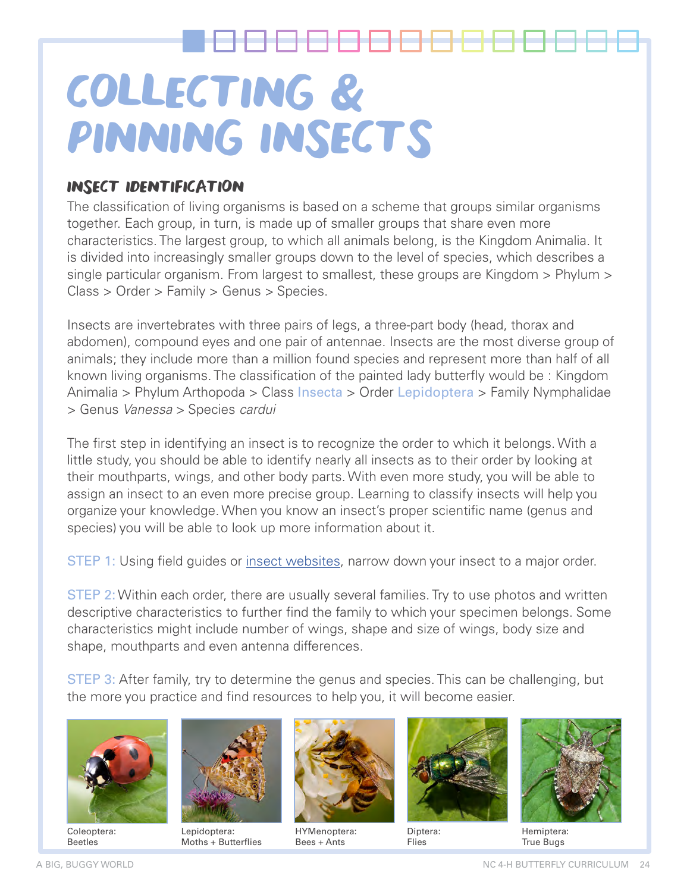# COLLECTING & PINNING INSECTS

## INSECT IDENTIFICATION

The classification of living organisms is based on a scheme that groups similar organisms together. Each group, in turn, is made up of smaller groups that share even more characteristics. The largest group, to which all animals belong, is the Kingdom Animalia. It is divided into increasingly smaller groups down to the level of species, which describes a single particular organism. From largest to smallest, these groups are Kingdom > Phylum > Class > Order > Family > Genus > Species.

Insects are invertebrates with three pairs of legs, a three-part body (head, thorax and abdomen), compound eyes and one pair of antennae. Insects are the most diverse group of animals; they include more than a million found species and represent more than half of all known living organisms. The classification of the painted lady butterfly would be : Kingdom Animalia > Phylum Arthopoda > Class Insecta > Order Lepidoptera > Family Nymphalidae > Genus *Vanessa* > Species *cardui*

The first step in identifying an insect is to recognize the order to which it belongs. With a little study, you should be able to identify nearly all insects as to their order by looking at their mouthparts, wings, and other body parts. With even more study, you will be able to assign an insect to an even more precise group. Learning to classify insects will help you organize your knowledge. When you know an insect's proper scientific name (genus and species) you will be able to look up more information about it.

STEP 1: Using field guides or insect websites, narrow down your insect to a major order.

STEP 2: Within each order, there are usually several families. Try to use photos and written descriptive characteristics to further find the family to which your specimen belongs. Some characteristics might include number of wings, shape and size of wings, body size and shape, mouthparts and even antenna differences.

STEP 3: After family, try to determine the genus and species. This can be challenging, but the more you practice and find resources to help you, it will become easier.

Coleoptera: Beetles

Lepidoptera: Moths + Butterflies

HYMenoptera: Bees + Ants

Diptera: Flies

Hemiptera: True Bugs